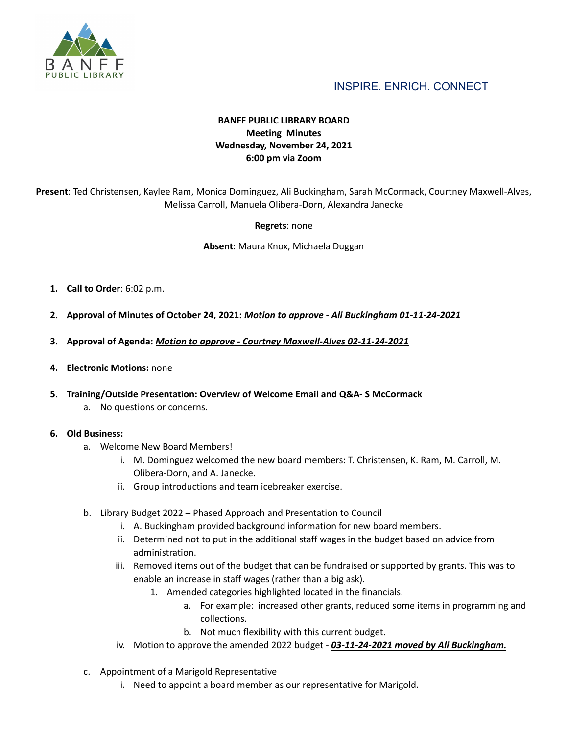INSPIRE. ENRICH. CONNECT

**BANFF PUBLIC LIBRARY BOARD**
**Meeting Minutes**
**Wednesday, November 24, 2021**
**6:00 pm via Zoom**

**Present**: Ted Christensen, Kaylee Ram, Monica Dominguez, Ali Buckingham, Sarah McCormack, Courtney Maxwell-Alves, Melissa Carroll, Manuela Olibera-Dorn, Alexandra Janecke

**Regrets**: none

**Absent**: Maura Knox, Michaela Duggan

1. **Call to Order**: 6:02 p.m.
2. **Approval of Minutes of October 24, 2021:** ***Motion to approve - Ali Buckingham 01-11-24-2021***
3. **Approval of Agenda:** ***Motion to approve - Courtney Maxwell-Alves 02-11-24-2021***
4. **Electronic Motions:** none
5. **Training/Outside Presentation: Overview of Welcome Email and Q&A- S McCormack**
   a. No questions or concerns.
6. **Old Business:**
   a. Welcome New Board Members!
      i. M. Dominguez welcomed the new board members: T. Christensen, K. Ram, M. Carroll, M. Olibera-Dorn, and A. Janecke.
      ii. Group introductions and team icebreaker exercise.

   b. Library Budget 2022 – Phased Approach and Presentation to Council
      i. A. Buckingham provided background information for new board members.
      ii. Determined not to put in the additional staff wages in the budget based on advice from administration.
      iii. Removed items out of the budget that can be fundraised or supported by grants. This was to enable an increase in staff wages (rather than a big ask).
         1. Amended categories highlighted located in the financials.
            a. For example: increased other grants, reduced some items in programming and collections.
            b. Not much flexibility with this current budget.
      iv. Motion to approve the amended 2022 budget - ***03-11-24-2021 moved by Ali Buckingham.***

   c. Appointment of a Marigold Representative
      i. Need to appoint a board member as our representative for Marigold.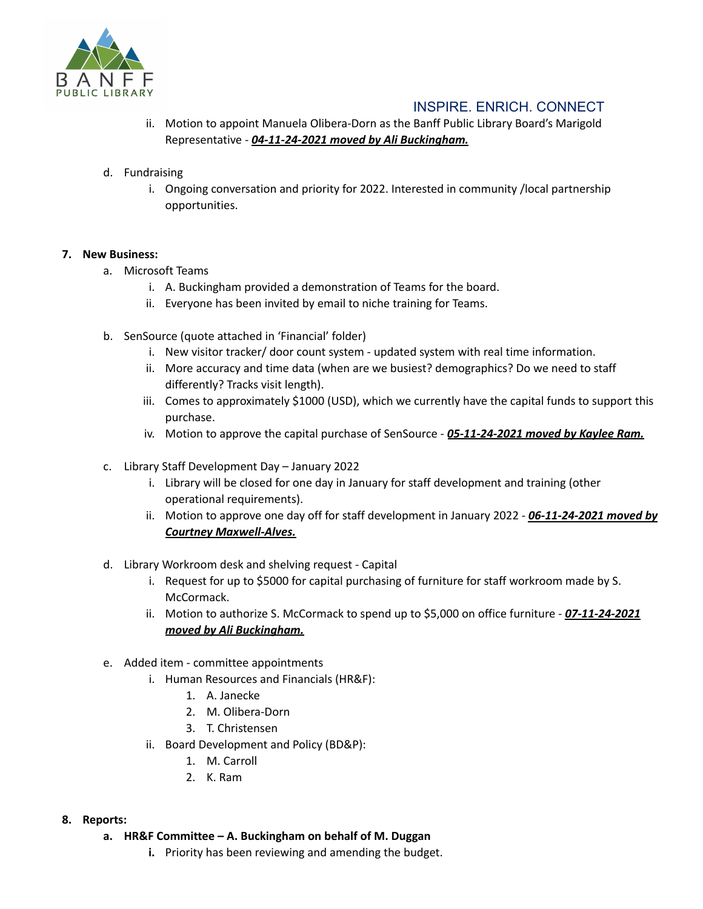ii. Motion to appoint Manuela Olibera-Dorn as the Banff Public Library Board's Marigold Representative - ***04-11-24-2021 moved by Ali Buckingham.***

d. Fundraising

   i. Ongoing conversation and priority for 2022. Interested in community /local partnership opportunities.

**7. New Business:**

a. Microsoft Teams

   i. A. Buckingham provided a demonstration of Teams for the board.

   ii. Everyone has been invited by email to niche training for Teams.

b. SenSource (quote attached in 'Financial' folder)

   i. New visitor tracker/ door count system - updated system with real time information.

   ii. More accuracy and time data (when are we busiest? demographics? Do we need to staff differently? Tracks visit length).

   iii. Comes to approximately $1000 (USD), which we currently have the capital funds to support this purchase.

   iv. Motion to approve the capital purchase of SenSource - ***05-11-24-2021 moved by Kaylee Ram.***

c. Library Staff Development Day – January 2022

   i. Library will be closed for one day in January for staff development and training (other operational requirements).

   ii. Motion to approve one day off for staff development in January 2022 - ***06-11-24-2021 moved by Courtney Maxwell-Alves.***

d. Library Workroom desk and shelving request - Capital

   i. Request for up to $5000 for capital purchasing of furniture for staff workroom made by S. McCormack.

   ii. Motion to authorize S. McCormack to spend up to $5,000 on office furniture - ***07-11-24-2021 moved by Ali Buckingham.***

e. Added item - committee appointments

   i. Human Resources and Financials (HR&F):

      1. A. Janecke
      2. M. Olibera-Dorn
      3. T. Christensen

   ii. Board Development and Policy (BD&P):

      1. M. Carroll
      2. K. Ram

**8. Reports:**

**a. HR&F Committee – A. Buckingham on behalf of M. Duggan**

   **i.** Priority has been reviewing and amending the budget.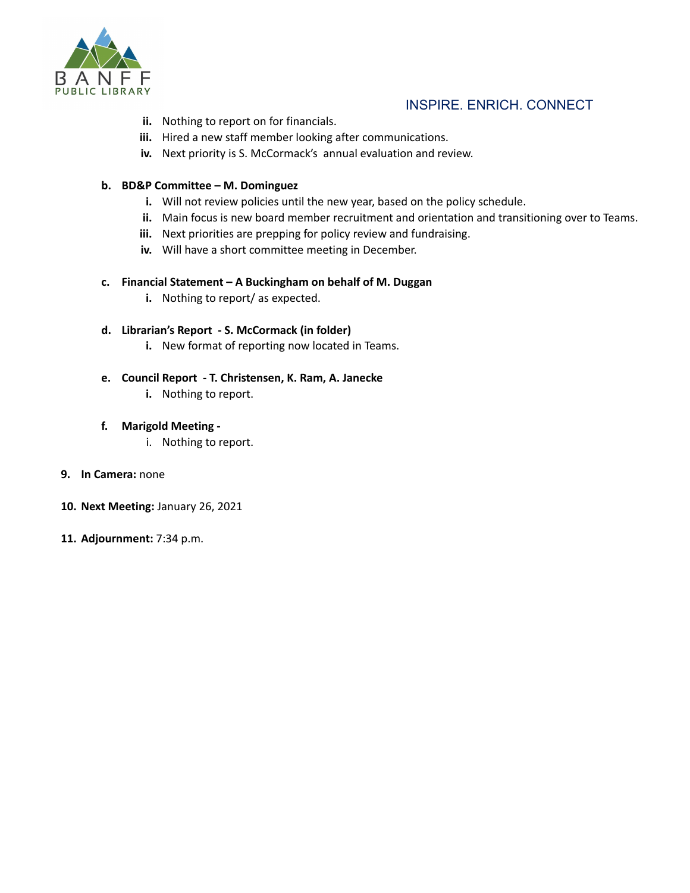ii. Nothing to report on for financials.
iii. Hired a new staff member looking after communications.
iv. Next priority is S. McCormack's annual evaluation and review.

**b. BD&P Committee – M. Dominguez**

- **i.** Will not review policies until the new year, based on the policy schedule.
- **ii.** Main focus is new board member recruitment and orientation and transitioning over to Teams.
- **iii.** Next priorities are prepping for policy review and fundraising.
- **iv.** Will have a short committee meeting in December.

**c. Financial Statement – A Buckingham on behalf of M. Duggan**

- **i.** Nothing to report/ as expected.

**d. Librarian's Report - S. McCormack (in folder)**

- **i.** New format of reporting now located in Teams.

**e. Council Report - T. Christensen, K. Ram, A. Janecke**

- **i.** Nothing to report.

**f. Marigold Meeting -**

- i. Nothing to report.

**9. In Camera:** none

**10. Next Meeting:** January 26, 2021

**11. Adjournment:** 7:34 p.m.